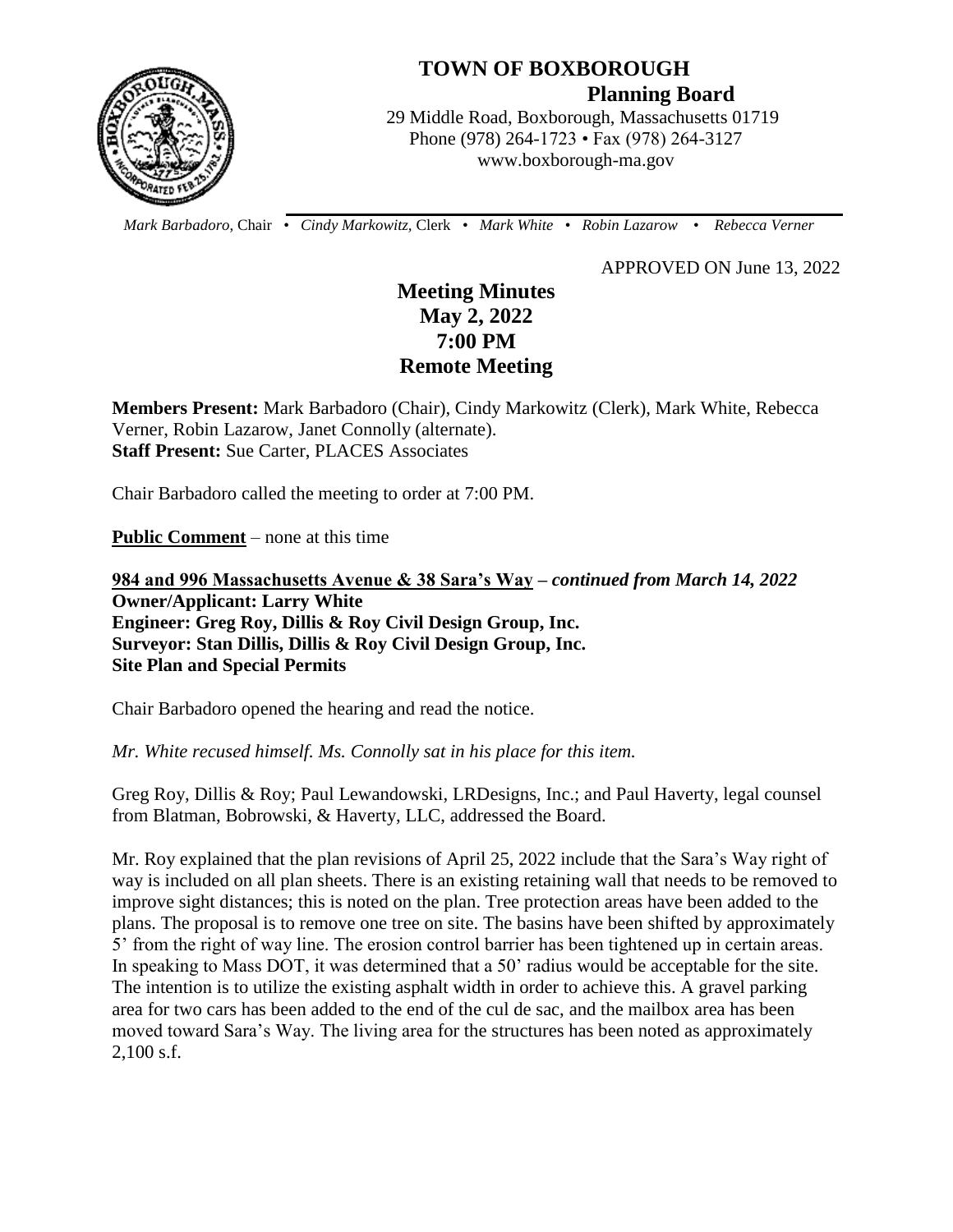# TOWN OF BOXBOROUGH

## Planning Board

29 Middle Road, Boxborough, Massachusetts 01719
Phone (978) 264-1723 • Fax (978) 264-3127
www.boxborough-ma.gov

*Mark Barbadoro,* Chair • *Cindy Markowitz,* Clerk • *Mark White* • *Robin Lazarow* • *Rebecca Verner*

APPROVED ON June 13, 2022

# Meeting Minutes
# May 2, 2022
# 7:00 PM
# Remote Meeting

**Members Present:** Mark Barbadoro (Chair), Cindy Markowitz (Clerk), Mark White, Rebecca Verner, Robin Lazarow, Janet Connolly (alternate).
**Staff Present:** Sue Carter, PLACES Associates

Chair Barbadoro called the meeting to order at 7:00 PM.

**Public Comment** – none at this time

**984 and 996 Massachusetts Avenue & 38 Sara's Way** – ***continued from March 14, 2022***
**Owner/Applicant: Larry White**
**Engineer: Greg Roy, Dillis & Roy Civil Design Group, Inc.**
**Surveyor: Stan Dillis, Dillis & Roy Civil Design Group, Inc.**
**Site Plan and Special Permits**

Chair Barbadoro opened the hearing and read the notice.

*Mr. White recused himself. Ms. Connolly sat in his place for this item.*

Greg Roy, Dillis & Roy; Paul Lewandowski, LRDesigns, Inc.; and Paul Haverty, legal counsel from Blatman, Bobrowski, & Haverty, LLC, addressed the Board.

Mr. Roy explained that the plan revisions of April 25, 2022 include that the Sara's Way right of way is included on all plan sheets. There is an existing retaining wall that needs to be removed to improve sight distances; this is noted on the plan. Tree protection areas have been added to the plans. The proposal is to remove one tree on site. The basins have been shifted by approximately 5' from the right of way line. The erosion control barrier has been tightened up in certain areas. In speaking to Mass DOT, it was determined that a 50' radius would be acceptable for the site. The intention is to utilize the existing asphalt width in order to achieve this. A gravel parking area for two cars has been added to the end of the cul de sac, and the mailbox area has been moved toward Sara's Way. The living area for the structures has been noted as approximately 2,100 s.f.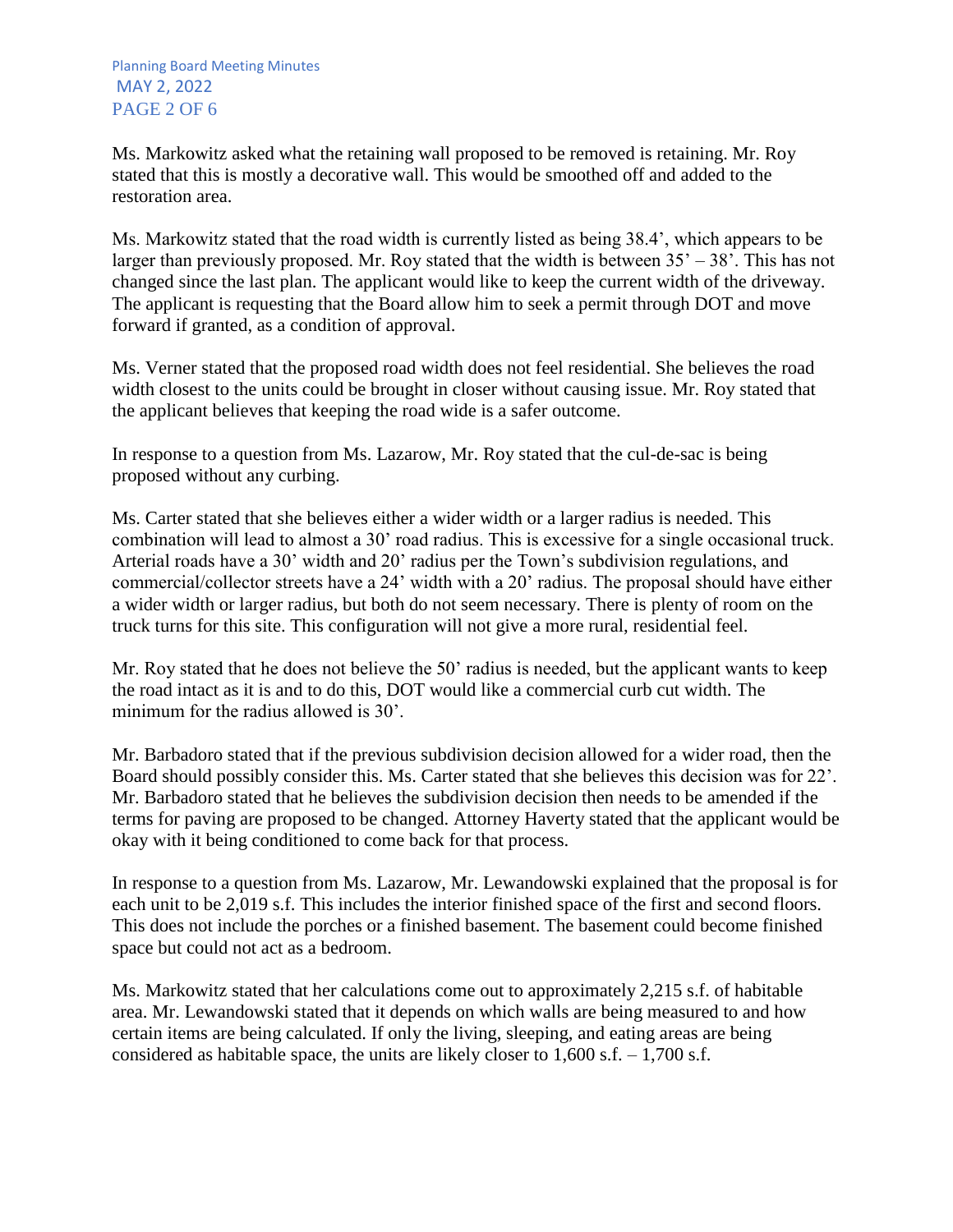Ms. Markowitz asked what the retaining wall proposed to be removed is retaining. Mr. Roy stated that this is mostly a decorative wall. This would be smoothed off and added to the restoration area.

Ms. Markowitz stated that the road width is currently listed as being 38.4’, which appears to be larger than previously proposed. Mr. Roy stated that the width is between 35’ – 38’. This has not changed since the last plan. The applicant would like to keep the current width of the driveway. The applicant is requesting that the Board allow him to seek a permit through DOT and move forward if granted, as a condition of approval.

Ms. Verner stated that the proposed road width does not feel residential. She believes the road width closest to the units could be brought in closer without causing issue. Mr. Roy stated that the applicant believes that keeping the road wide is a safer outcome.

In response to a question from Ms. Lazarow, Mr. Roy stated that the cul-de-sac is being proposed without any curbing.

Ms. Carter stated that she believes either a wider width or a larger radius is needed. This combination will lead to almost a 30’ road radius. This is excessive for a single occasional truck. Arterial roads have a 30’ width and 20’ radius per the Town’s subdivision regulations, and commercial/collector streets have a 24’ width with a 20’ radius. The proposal should have either a wider width or larger radius, but both do not seem necessary. There is plenty of room on the truck turns for this site. This configuration will not give a more rural, residential feel.

Mr. Roy stated that he does not believe the 50’ radius is needed, but the applicant wants to keep the road intact as it is and to do this, DOT would like a commercial curb cut width. The minimum for the radius allowed is 30’.

Mr. Barbadoro stated that if the previous subdivision decision allowed for a wider road, then the Board should possibly consider this. Ms. Carter stated that she believes this decision was for 22’. Mr. Barbadoro stated that he believes the subdivision decision then needs to be amended if the terms for paving are proposed to be changed. Attorney Haverty stated that the applicant would be okay with it being conditioned to come back for that process.

In response to a question from Ms. Lazarow, Mr. Lewandowski explained that the proposal is for each unit to be 2,019 s.f. This includes the interior finished space of the first and second floors. This does not include the porches or a finished basement. The basement could become finished space but could not act as a bedroom.

Ms. Markowitz stated that her calculations come out to approximately 2,215 s.f. of habitable area. Mr. Lewandowski stated that it depends on which walls are being measured to and how certain items are being calculated. If only the living, sleeping, and eating areas are being considered as habitable space, the units are likely closer to 1,600 s.f. – 1,700 s.f.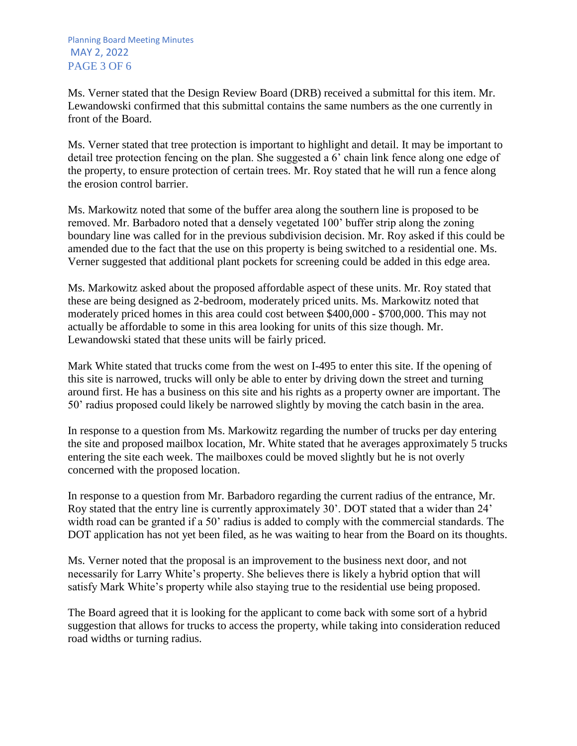Ms. Verner stated that the Design Review Board (DRB) received a submittal for this item. Mr. Lewandowski confirmed that this submittal contains the same numbers as the one currently in front of the Board.

Ms. Verner stated that tree protection is important to highlight and detail. It may be important to detail tree protection fencing on the plan. She suggested a 6' chain link fence along one edge of the property, to ensure protection of certain trees. Mr. Roy stated that he will run a fence along the erosion control barrier.

Ms. Markowitz noted that some of the buffer area along the southern line is proposed to be removed. Mr. Barbadoro noted that a densely vegetated 100' buffer strip along the zoning boundary line was called for in the previous subdivision decision. Mr. Roy asked if this could be amended due to the fact that the use on this property is being switched to a residential one. Ms. Verner suggested that additional plant pockets for screening could be added in this edge area.

Ms. Markowitz asked about the proposed affordable aspect of these units. Mr. Roy stated that these are being designed as 2-bedroom, moderately priced units. Ms. Markowitz noted that moderately priced homes in this area could cost between $400,000 - $700,000. This may not actually be affordable to some in this area looking for units of this size though. Mr. Lewandowski stated that these units will be fairly priced.

Mark White stated that trucks come from the west on I-495 to enter this site. If the opening of this site is narrowed, trucks will only be able to enter by driving down the street and turning around first. He has a business on this site and his rights as a property owner are important. The 50' radius proposed could likely be narrowed slightly by moving the catch basin in the area.

In response to a question from Ms. Markowitz regarding the number of trucks per day entering the site and proposed mailbox location, Mr. White stated that he averages approximately 5 trucks entering the site each week. The mailboxes could be moved slightly but he is not overly concerned with the proposed location.

In response to a question from Mr. Barbadoro regarding the current radius of the entrance, Mr. Roy stated that the entry line is currently approximately 30'. DOT stated that a wider than 24' width road can be granted if a 50' radius is added to comply with the commercial standards. The DOT application has not yet been filed, as he was waiting to hear from the Board on its thoughts.

Ms. Verner noted that the proposal is an improvement to the business next door, and not necessarily for Larry White's property. She believes there is likely a hybrid option that will satisfy Mark White's property while also staying true to the residential use being proposed.

The Board agreed that it is looking for the applicant to come back with some sort of a hybrid suggestion that allows for trucks to access the property, while taking into consideration reduced road widths or turning radius.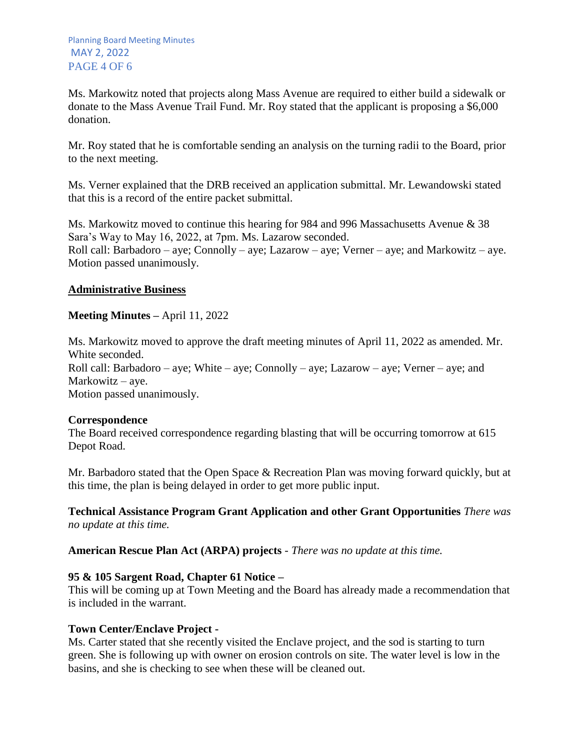Ms. Markowitz noted that projects along Mass Avenue are required to either build a sidewalk or donate to the Mass Avenue Trail Fund. Mr. Roy stated that the applicant is proposing a $6,000 donation.

Mr. Roy stated that he is comfortable sending an analysis on the turning radii to the Board, prior to the next meeting.

Ms. Verner explained that the DRB received an application submittal. Mr. Lewandowski stated that this is a record of the entire packet submittal.

Ms. Markowitz moved to continue this hearing for 984 and 996 Massachusetts Avenue & 38 Sara's Way to May 16, 2022, at 7pm. Ms. Lazarow seconded.
Roll call: Barbadoro – aye; Connolly – aye; Lazarow – aye; Verner – aye; and Markowitz – aye.
Motion passed unanimously.

## <u>Administrative Business</u>

**Meeting Minutes –** April 11, 2022

Ms. Markowitz moved to approve the draft meeting minutes of April 11, 2022 as amended. Mr. White seconded.
Roll call: Barbadoro – aye; White – aye; Connolly – aye; Lazarow – aye; Verner – aye; and Markowitz – aye.
Motion passed unanimously.

**Correspondence**
The Board received correspondence regarding blasting that will be occurring tomorrow at 615 Depot Road.

Mr. Barbadoro stated that the Open Space & Recreation Plan was moving forward quickly, but at this time, the plan is being delayed in order to get more public input.

**Technical Assistance Program Grant Application and other Grant Opportunities** *There was no update at this time.*

**American Rescue Plan Act (ARPA) projects** - *There was no update at this time.*

**95 & 105 Sargent Road, Chapter 61 Notice –**
This will be coming up at Town Meeting and the Board has already made a recommendation that is included in the warrant.

**Town Center/Enclave Project -**
Ms. Carter stated that she recently visited the Enclave project, and the sod is starting to turn green. She is following up with owner on erosion controls on site. The water level is low in the basins, and she is checking to see when these will be cleaned out.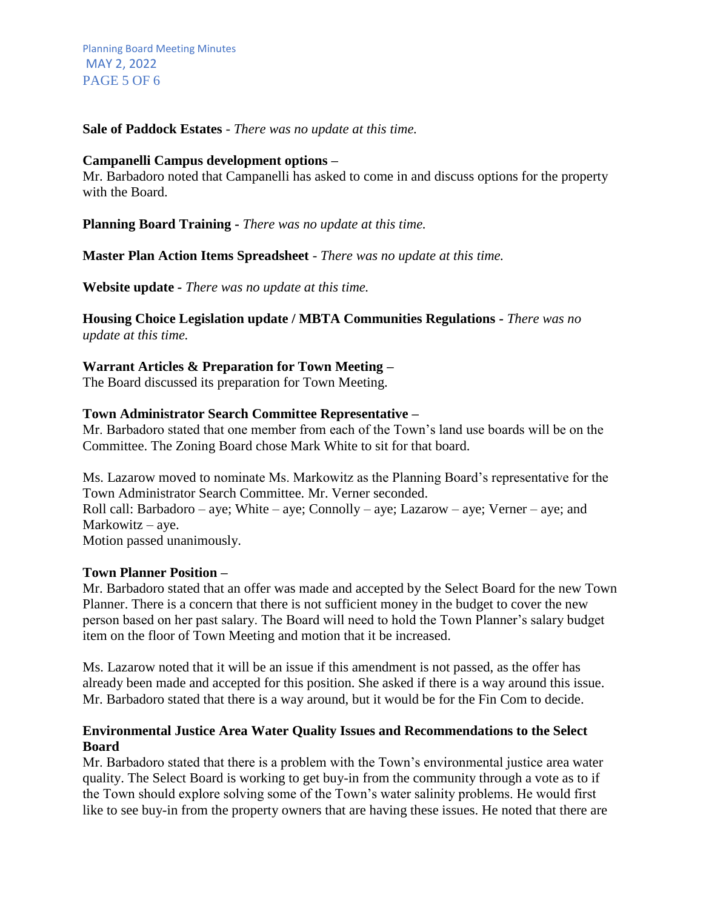**Sale of Paddock Estates** - *There was no update at this time.*

**Campanelli Campus development options –**
Mr. Barbadoro noted that Campanelli has asked to come in and discuss options for the property with the Board.

**Planning Board Training -** *There was no update at this time.*

**Master Plan Action Items Spreadsheet** - *There was no update at this time.*

**Website update -** *There was no update at this time.*

**Housing Choice Legislation update / MBTA Communities Regulations -** *There was no update at this time.*

**Warrant Articles & Preparation for Town Meeting –**
The Board discussed its preparation for Town Meeting.

**Town Administrator Search Committee Representative –**
Mr. Barbadoro stated that one member from each of the Town's land use boards will be on the Committee. The Zoning Board chose Mark White to sit for that board.

Ms. Lazarow moved to nominate Ms. Markowitz as the Planning Board's representative for the Town Administrator Search Committee. Mr. Verner seconded.
Roll call: Barbadoro – aye; White – aye; Connolly – aye; Lazarow – aye; Verner – aye; and Markowitz – aye.
Motion passed unanimously.

**Town Planner Position –**
Mr. Barbadoro stated that an offer was made and accepted by the Select Board for the new Town Planner. There is a concern that there is not sufficient money in the budget to cover the new person based on her past salary. The Board will need to hold the Town Planner's salary budget item on the floor of Town Meeting and motion that it be increased.

Ms. Lazarow noted that it will be an issue if this amendment is not passed, as the offer has already been made and accepted for this position. She asked if there is a way around this issue. Mr. Barbadoro stated that there is a way around, but it would be for the Fin Com to decide.

**Environmental Justice Area Water Quality Issues and Recommendations to the Select Board**
Mr. Barbadoro stated that there is a problem with the Town's environmental justice area water quality. The Select Board is working to get buy-in from the community through a vote as to if the Town should explore solving some of the Town's water salinity problems. He would first like to see buy-in from the property owners that are having these issues. He noted that there are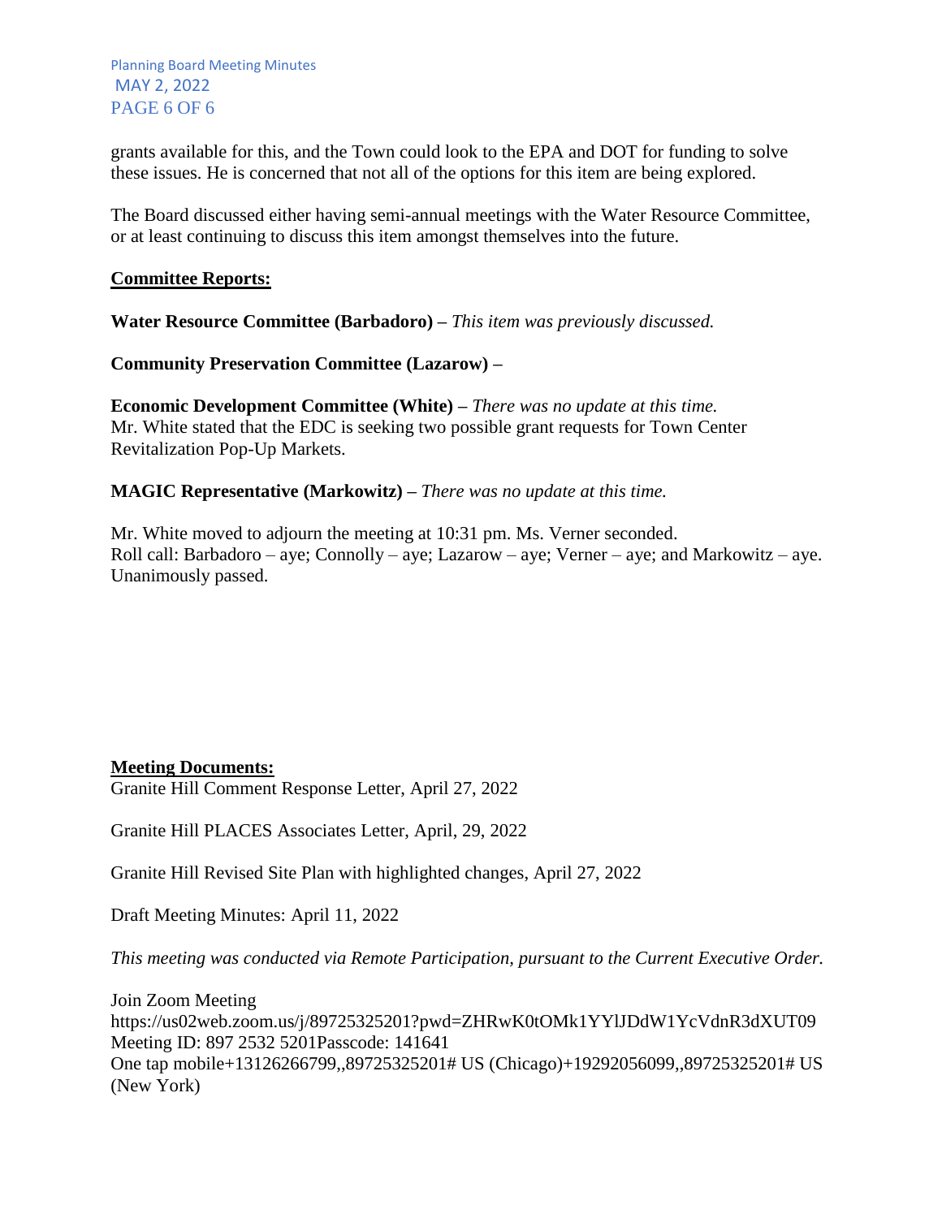grants available for this, and the Town could look to the EPA and DOT for funding to solve these issues. He is concerned that not all of the options for this item are being explored.

The Board discussed either having semi-annual meetings with the Water Resource Committee, or at least continuing to discuss this item amongst themselves into the future.

## Committee Reports:

**Water Resource Committee (Barbadoro) –** *This item was previously discussed.*

**Community Preservation Committee (Lazarow) –**

**Economic Development Committee (White) –** *There was no update at this time.*
Mr. White stated that the EDC is seeking two possible grant requests for Town Center Revitalization Pop-Up Markets.

**MAGIC Representative (Markowitz) –** *There was no update at this time.*

Mr. White moved to adjourn the meeting at 10:31 pm. Ms. Verner seconded.
Roll call: Barbadoro – aye; Connolly – aye; Lazarow – aye; Verner – aye; and Markowitz – aye.
Unanimously passed.

## Meeting Documents:

Granite Hill Comment Response Letter, April 27, 2022

Granite Hill PLACES Associates Letter, April, 29, 2022

Granite Hill Revised Site Plan with highlighted changes, April 27, 2022

Draft Meeting Minutes: April 11, 2022

*This meeting was conducted via Remote Participation, pursuant to the Current Executive Order.*

Join Zoom Meeting
https://us02web.zoom.us/j/89725325201?pwd=ZHRwK0tOMk1YYlJDdW1YcVdnR3dXUT09
Meeting ID: 897 2532 5201Passcode: 141641
One tap mobile+13126266799,,89725325201# US (Chicago)+19292056099,,89725325201# US (New York)